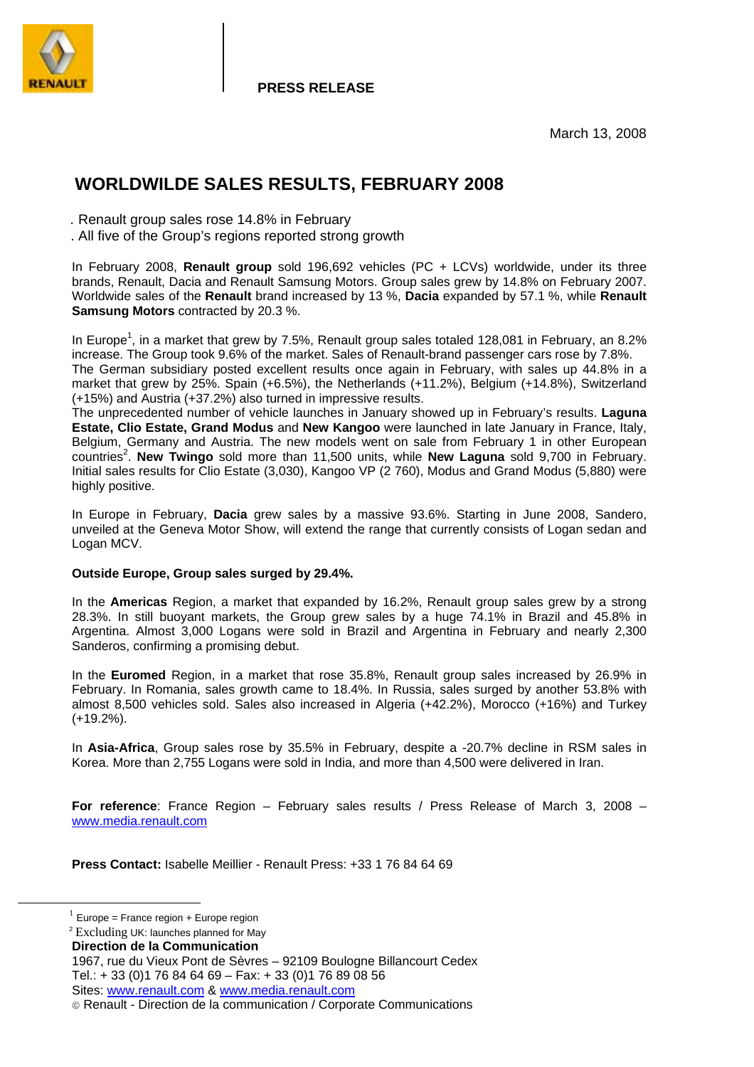**PRESS RELEASE**

March 13, 2008

# WORLDWILDE SALES RESULTS, FEBRUARY 2008

. Renault group sales rose 14.8% in February
. All five of the Group's regions reported strong growth

In February 2008, **Renault group** sold 196,692 vehicles (PC + LCVs) worldwide, under its three brands, Renault, Dacia and Renault Samsung Motors. Group sales grew by 14.8% on February 2007. Worldwide sales of the **Renault** brand increased by 13 %, **Dacia** expanded by 57.1 %, while **Renault Samsung Motors** contracted by 20.3 %.

In Europe[1], in a market that grew by 7.5%, Renault group sales totaled 128,081 in February, an 8.2% increase. The Group took 9.6% of the market. Sales of Renault-brand passenger cars rose by 7.8%.
The German subsidiary posted excellent results once again in February, with sales up 44.8% in a market that grew by 25%. Spain (+6.5%), the Netherlands (+11.2%), Belgium (+14.8%), Switzerland (+15%) and Austria (+37.2%) also turned in impressive results.
The unprecedented number of vehicle launches in January showed up in February's results. **Laguna Estate, Clio Estate, Grand Modus** and **New Kangoo** were launched in late January in France, Italy, Belgium, Germany and Austria. The new models went on sale from February 1 in other European countries[2]. **New Twingo** sold more than 11,500 units, while **New Laguna** sold 9,700 in February. Initial sales results for Clio Estate (3,030), Kangoo VP (2 760), Modus and Grand Modus (5,880) were highly positive.

In Europe in February, **Dacia** grew sales by a massive 93.6%. Starting in June 2008, Sandero, unveiled at the Geneva Motor Show, will extend the range that currently consists of Logan sedan and Logan MCV.

**Outside Europe, Group sales surged by 29.4%.**

In the **Americas** Region, a market that expanded by 16.2%, Renault group sales grew by a strong 28.3%. In still buoyant markets, the Group grew sales by a huge 74.1% in Brazil and 45.8% in Argentina. Almost 3,000 Logans were sold in Brazil and Argentina in February and nearly 2,300 Sanderos, confirming a promising debut.

In the **Euromed** Region, in a market that rose 35.8%, Renault group sales increased by 26.9% in February. In Romania, sales growth came to 18.4%. In Russia, sales surged by another 53.8% with almost 8,500 vehicles sold. Sales also increased in Algeria (+42.2%), Morocco (+16%) and Turkey (+19.2%).

In **Asia-Africa**, Group sales rose by 35.5% in February, despite a -20.7% decline in RSM sales in Korea. More than 2,755 Logans were sold in India, and more than 4,500 were delivered in Iran.

**For reference**: France Region – February sales results / Press Release of March 3, 2008 – www.media.renault.com

**Press Contact:** Isabelle Meillier - Renault Press: +33 1 76 84 64 69

[1] Europe = France region + Europe region
[2] Excluding UK: launches planned for May

**Direction de la Communication**
1967, rue du Vieux Pont de Sèvres – 92109 Boulogne Billancourt Cedex
Tel.: + 33 (0)1 76 84 64 69 – Fax: + 33 (0)1 76 89 08 56
Sites: www.renault.com & www.media.renault.com
© Renault - Direction de la communication / Corporate Communications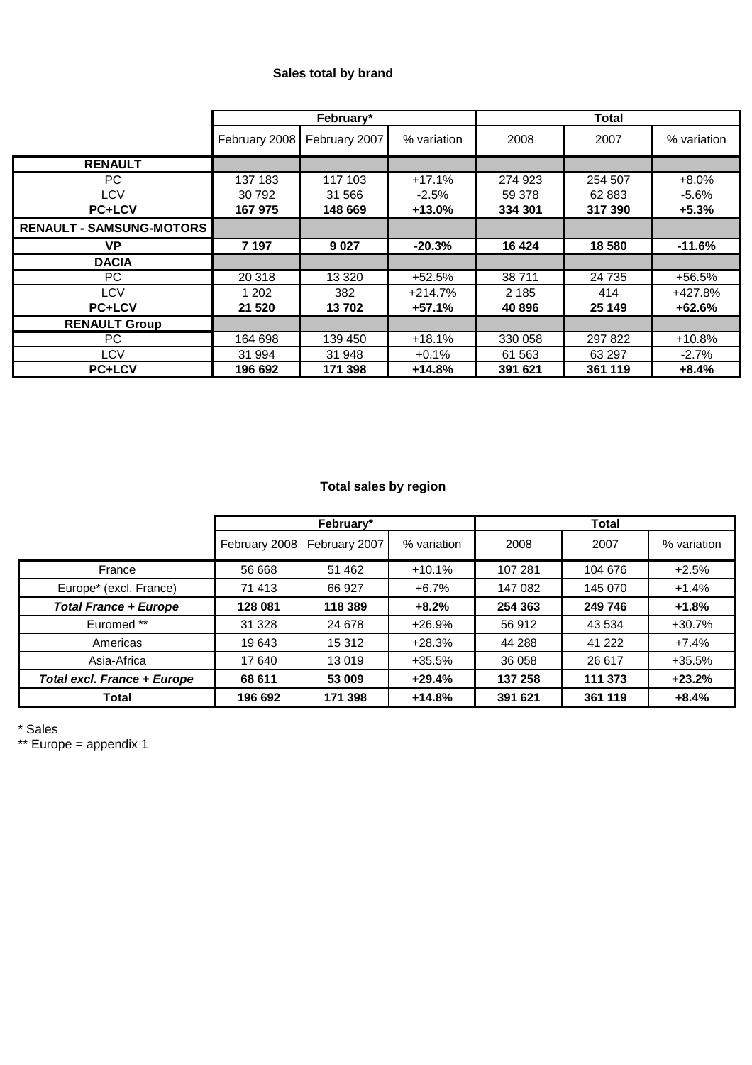## Sales total by brand

| | February* | | | Total | | |
|---|---|---|---|---|---|---|
| | February 2008 | February 2007 | % variation | 2008 | 2007 | % variation |
| **RENAULT** | | | | | | |
| PC | 137 183 | 117 103 | +17.1% | 274 923 | 254 507 | +8.0% |
| LCV | 30 792 | 31 566 | -2.5% | 59 378 | 62 883 | -5.6% |
| **PC+LCV** | **167 975** | **148 669** | **+13.0%** | **334 301** | **317 390** | **+5.3%** |
| **RENAULT - SAMSUNG-MOTORS** | | | | | | |
| **VP** | **7 197** | **9 027** | **-20.3%** | **16 424** | **18 580** | **-11.6%** |
| **DACIA** | | | | | | |
| PC | 20 318 | 13 320 | +52.5% | 38 711 | 24 735 | +56.5% |
| LCV | 1 202 | 382 | +214.7% | 2 185 | 414 | +427.8% |
| **PC+LCV** | **21 520** | **13 702** | **+57.1%** | **40 896** | **25 149** | **+62.6%** |
| **RENAULT Group** | | | | | | |
| PC | 164 698 | 139 450 | +18.1% | 330 058 | 297 822 | +10.8% |
| LCV | 31 994 | 31 948 | +0.1% | 61 563 | 63 297 | -2.7% |
| **PC+LCV** | **196 692** | **171 398** | **+14.8%** | **391 621** | **361 119** | **+8.4%** |

## Total sales by region

| | February* | | | Total | | |
|---|---|---|---|---|---|---|
| | February 2008 | February 2007 | % variation | 2008 | 2007 | % variation |
| France | 56 668 | 51 462 | +10.1% | 107 281 | 104 676 | +2.5% |
| Europe* (excl. France) | 71 413 | 66 927 | +6.7% | 147 082 | 145 070 | +1.4% |
| ***Total France + Europe*** | **128 081** | **118 389** | **+8.2%** | **254 363** | **249 746** | **+1.8%** |
| Euromed ** | 31 328 | 24 678 | +26.9% | 56 912 | 43 534 | +30.7% |
| Americas | 19 643 | 15 312 | +28.3% | 44 288 | 41 222 | +7.4% |
| Asia-Africa | 17 640 | 13 019 | +35.5% | 36 058 | 26 617 | +35.5% |
| ***Total excl. France + Europe*** | **68 611** | **53 009** | **+29.4%** | **137 258** | **111 373** | **+23.2%** |
| **Total** | **196 692** | **171 398** | **+14.8%** | **391 621** | **361 119** | **+8.4%** |

\* Sales

** Europe = appendix 1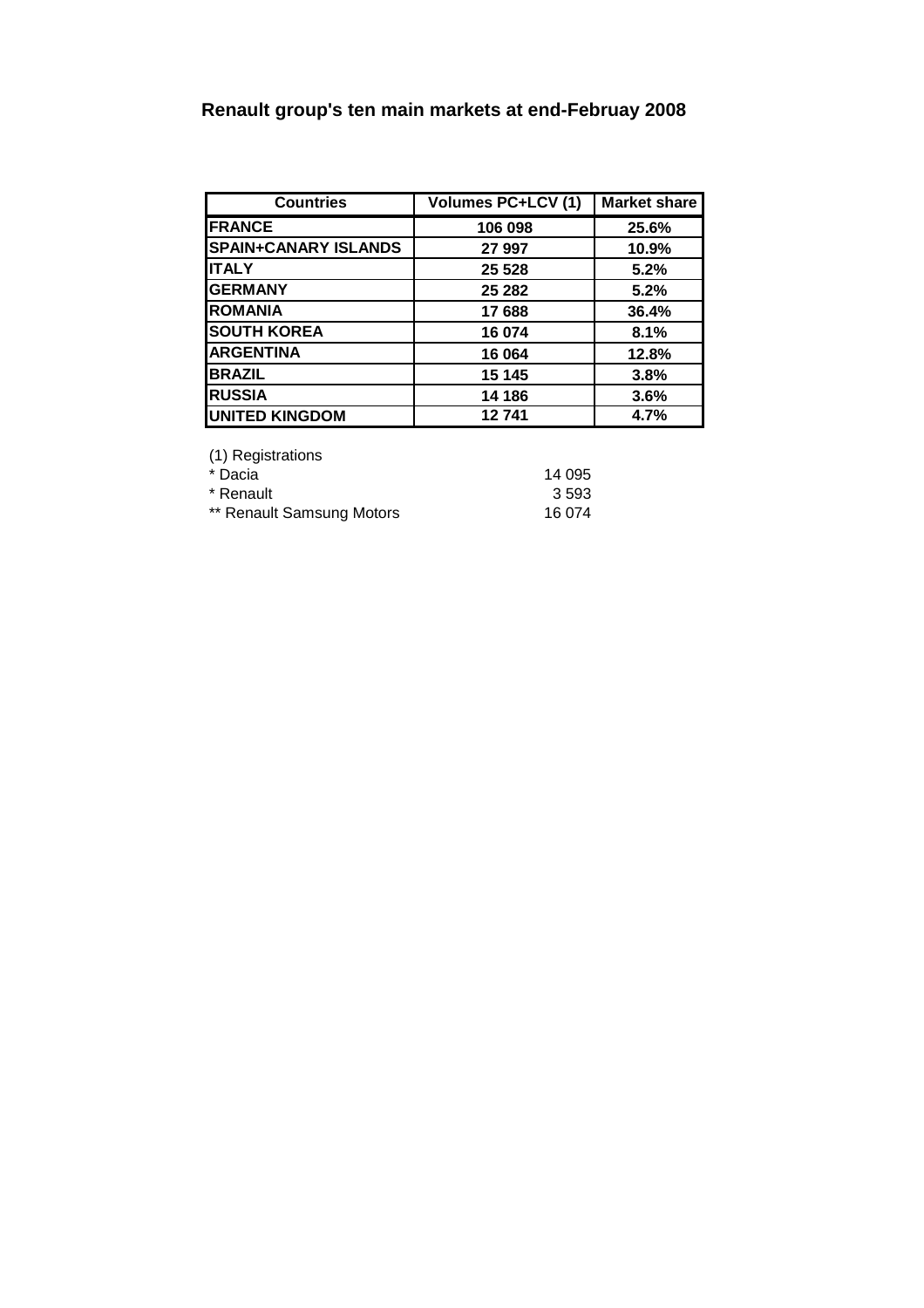# Renault group's ten main markets at end-Februay 2008

| Countries | Volumes PC+LCV (1) | Market share |
|---|---|---|
| **FRANCE** | **106 098** | **25.6%** |
| **SPAIN+CANARY ISLANDS** | **27 997** | **10.9%** |
| **ITALY** | **25 528** | **5.2%** |
| **GERMANY** | **25 282** | **5.2%** |
| **ROMANIA** | **17 688** | **36.4%** |
| **SOUTH KOREA** | **16 074** | **8.1%** |
| **ARGENTINA** | **16 064** | **12.8%** |
| **BRAZIL** | **15 145** | **3.8%** |
| **RUSSIA** | **14 186** | **3.6%** |
| **UNITED KINGDOM** | **12 741** | **4.7%** |

(1) Registrations

| | |
|---|---|
| * Dacia | 14 095 |
| * Renault | 3 593 |
| ** Renault Samsung Motors | 16 074 |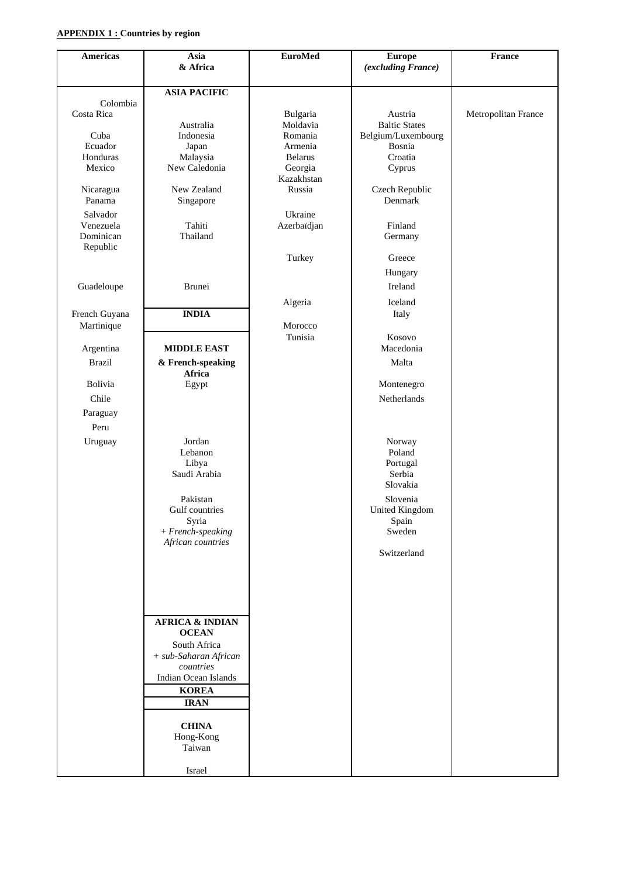**APPENDIX 1 : Countries by region**

| Americas | Asia & Africa | EuroMed | Europe *(excluding France)* | France |
|---|---|---|---|---|
| Colombia | **ASIA PACIFIC** | Bulgaria | Austria | Metropolitan France |
| Costa Rica | Australia | Moldavia | Baltic States | |
| Cuba | Indonesia | Romania | Belgium/Luxembourg | |
| Ecuador | Japan | Armenia | Bosnia | |
| Honduras | Malaysia | Belarus | Croatia | |
| Mexico | New Caledonia | Georgia | Cyprus | |
| Nicaragua | New Zealand | Kazakhstan | Czech Republic | |
| Panama | Singapore | Russia | Denmark | |
| Salvador | Tahiti | Ukraine | Finland | |
| Venezuela | Thailand | Azerbaïdjan | Germany | |
| Dominican Republic | Brunei | Turkey | Greece | |
| Guadeloupe | **INDIA** | Algeria | Hungary | |
| French Guyana | **MIDDLE EAST & French-speaking Africa** | Morocco | Ireland | |
| Martinique | Egypt | Tunisia | Iceland | |
| Argentina | Jordan | | Italy | |
| Brazil | Lebanon | | Kosovo | |
| Bolivia | Libya | | Macedonia | |
| Chile | Saudi Arabia | | Malta | |
| Paraguay | Pakistan | | Montenegro | |
| Peru | Gulf countries | | Netherlands | |
| Uruguay | Syria | | Norway | |
| | + *French-speaking African countries* | | Poland | |
| | **AFRICA & INDIAN OCEAN** | | Portugal | |
| | South Africa | | Serbia | |
| | + *sub-Saharan African countries* | | Slovakia | |
| | Indian Ocean Islands | | Slovenia | |
| | **KOREA** | | United Kingdom | |
| | **IRAN** | | Spain | |
| | **CHINA** | | Sweden | |
| | Hong-Kong | | Switzerland | |
| | Taiwan | | | |
| | Israel | | | |